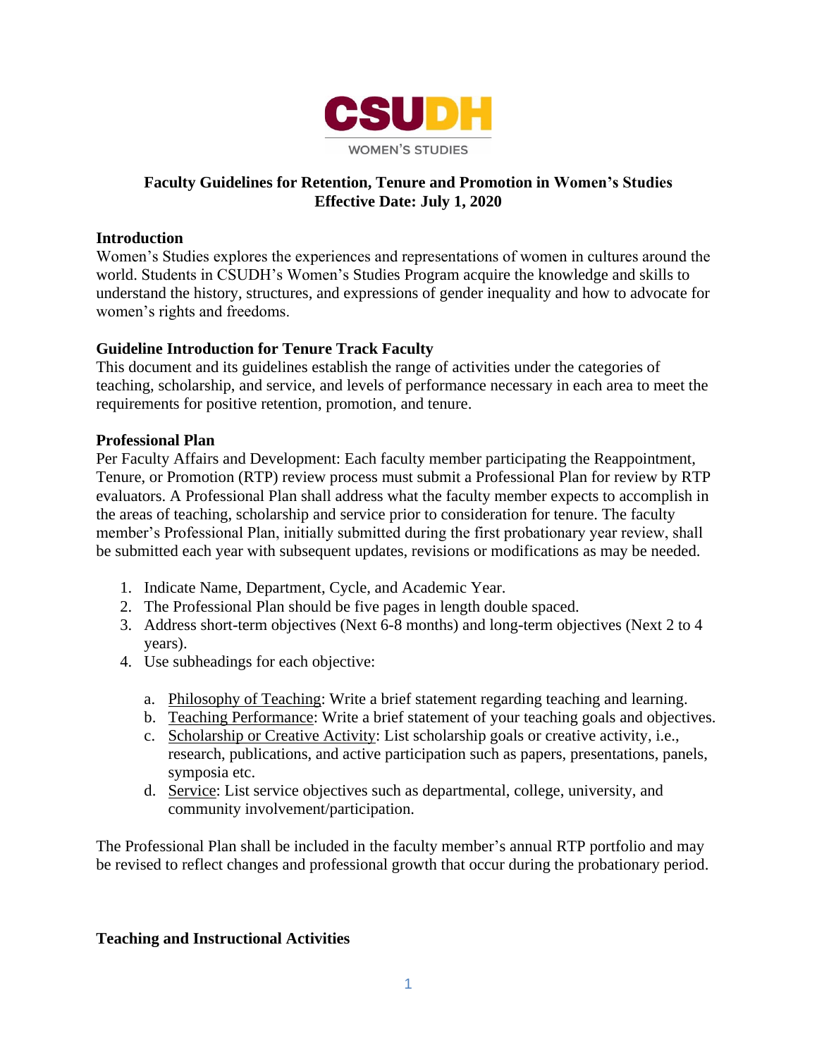CSUDH

WOMEN'S STUDIES

# Faculty Guidelines for Retention, Tenure and Promotion in Women's Studies
**Effective Date: July 1, 2020**

## Introduction

Women's Studies explores the experiences and representations of women in cultures around the world. Students in CSUDH's Women's Studies Program acquire the knowledge and skills to understand the history, structures, and expressions of gender inequality and how to advocate for women's rights and freedoms.

## Guideline Introduction for Tenure Track Faculty

This document and its guidelines establish the range of activities under the categories of teaching, scholarship, and service, and levels of performance necessary in each area to meet the requirements for positive retention, promotion, and tenure.

## Professional Plan

Per Faculty Affairs and Development: Each faculty member participating the Reappointment, Tenure, or Promotion (RTP) review process must submit a Professional Plan for review by RTP evaluators. A Professional Plan shall address what the faculty member expects to accomplish in the areas of teaching, scholarship and service prior to consideration for tenure. The faculty member's Professional Plan, initially submitted during the first probationary year review, shall be submitted each year with subsequent updates, revisions or modifications as may be needed.

1. Indicate Name, Department, Cycle, and Academic Year.
2. The Professional Plan should be five pages in length double spaced.
3. Address short-term objectives (Next 6-8 months) and long-term objectives (Next 2 to 4 years).
4. Use subheadings for each objective:

   a. Philosophy of Teaching: Write a brief statement regarding teaching and learning.
   b. Teaching Performance: Write a brief statement of your teaching goals and objectives.
   c. Scholarship or Creative Activity: List scholarship goals or creative activity, i.e., research, publications, and active participation such as papers, presentations, panels, symposia etc.
   d. Service: List service objectives such as departmental, college, university, and community involvement/participation.

The Professional Plan shall be included in the faculty member's annual RTP portfolio and may be revised to reflect changes and professional growth that occur during the probationary period.

## Teaching and Instructional Activities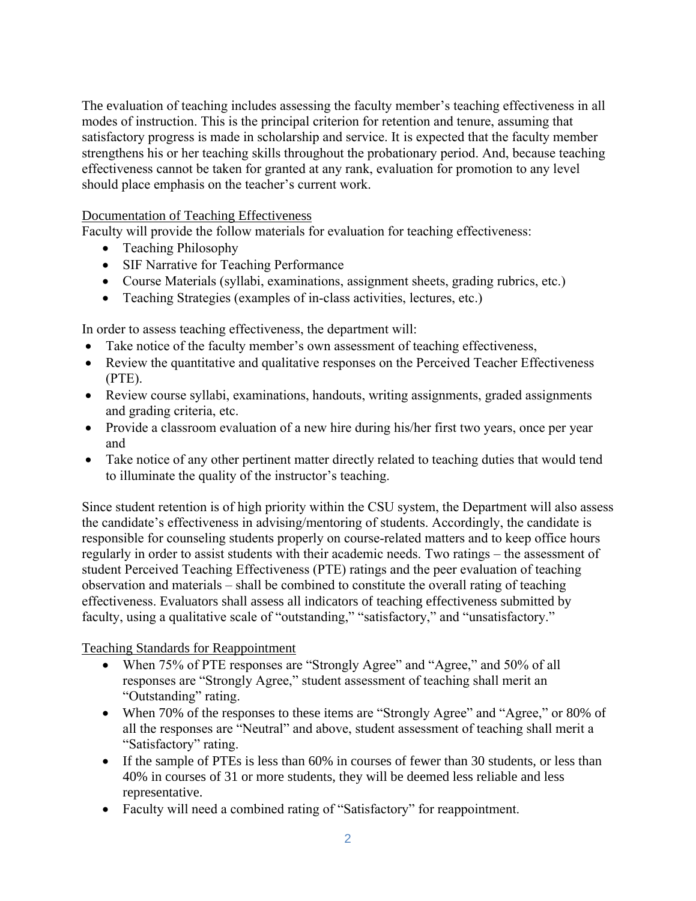The evaluation of teaching includes assessing the faculty member's teaching effectiveness in all modes of instruction. This is the principal criterion for retention and tenure, assuming that satisfactory progress is made in scholarship and service. It is expected that the faculty member strengthens his or her teaching skills throughout the probationary period. And, because teaching effectiveness cannot be taken for granted at any rank, evaluation for promotion to any level should place emphasis on the teacher's current work.

Documentation of Teaching Effectiveness

Faculty will provide the follow materials for evaluation for teaching effectiveness:

- Teaching Philosophy
- SIF Narrative for Teaching Performance
- Course Materials (syllabi, examinations, assignment sheets, grading rubrics, etc.)
- Teaching Strategies (examples of in-class activities, lectures, etc.)

In order to assess teaching effectiveness, the department will:

- Take notice of the faculty member's own assessment of teaching effectiveness,
- Review the quantitative and qualitative responses on the Perceived Teacher Effectiveness (PTE).
- Review course syllabi, examinations, handouts, writing assignments, graded assignments and grading criteria, etc.
- Provide a classroom evaluation of a new hire during his/her first two years, once per year and
- Take notice of any other pertinent matter directly related to teaching duties that would tend to illuminate the quality of the instructor's teaching.

Since student retention is of high priority within the CSU system, the Department will also assess the candidate's effectiveness in advising/mentoring of students. Accordingly, the candidate is responsible for counseling students properly on course-related matters and to keep office hours regularly in order to assist students with their academic needs. Two ratings – the assessment of student Perceived Teaching Effectiveness (PTE) ratings and the peer evaluation of teaching observation and materials – shall be combined to constitute the overall rating of teaching effectiveness. Evaluators shall assess all indicators of teaching effectiveness submitted by faculty, using a qualitative scale of "outstanding," "satisfactory," and "unsatisfactory."

Teaching Standards for Reappointment

- When 75% of PTE responses are "Strongly Agree" and "Agree," and 50% of all responses are "Strongly Agree," student assessment of teaching shall merit an "Outstanding" rating.
- When 70% of the responses to these items are "Strongly Agree" and "Agree," or 80% of all the responses are "Neutral" and above, student assessment of teaching shall merit a "Satisfactory" rating.
- If the sample of PTEs is less than 60% in courses of fewer than 30 students, or less than 40% in courses of 31 or more students, they will be deemed less reliable and less representative.
- Faculty will need a combined rating of "Satisfactory" for reappointment.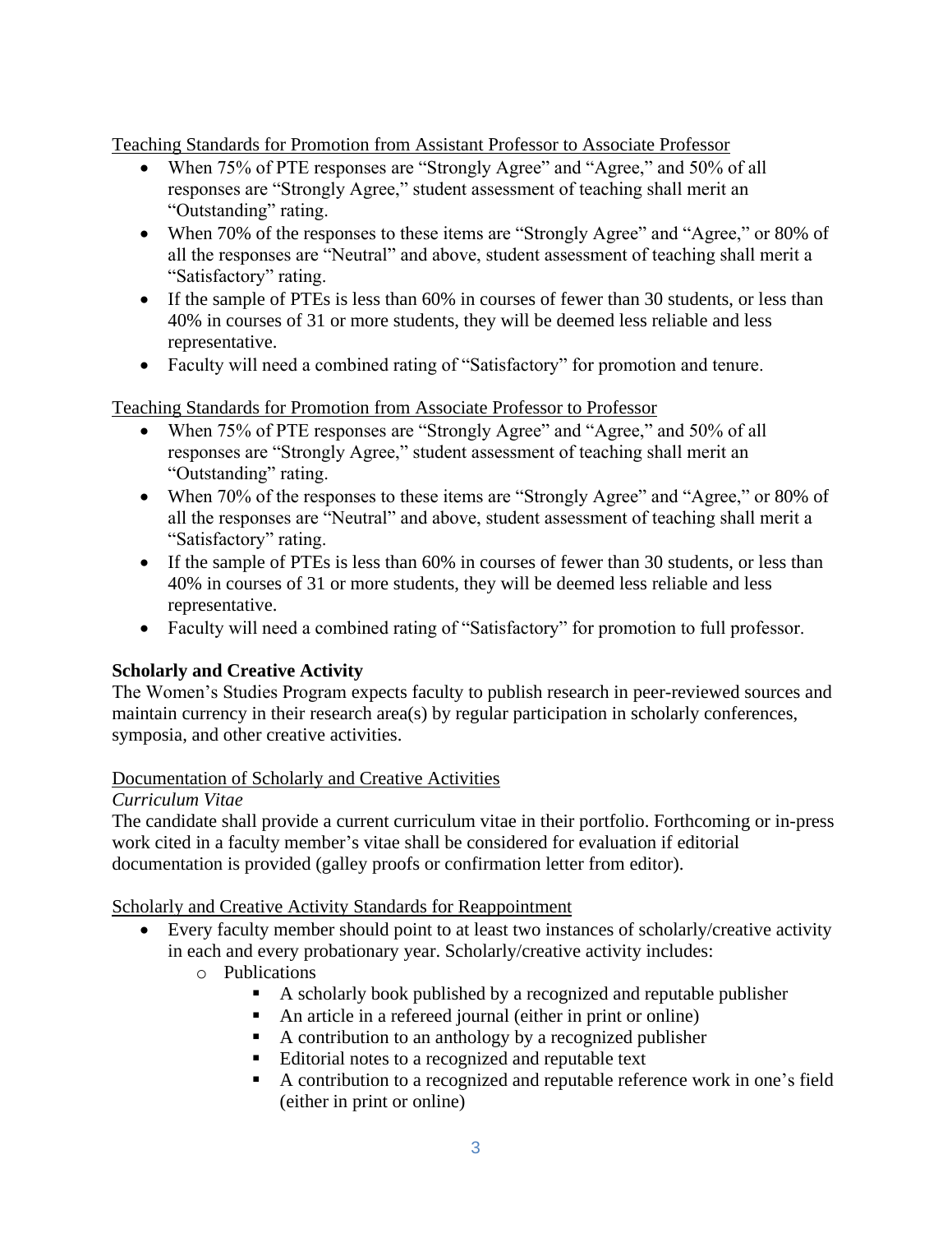Teaching Standards for Promotion from Assistant Professor to Associate Professor

- When 75% of PTE responses are "Strongly Agree" and "Agree," and 50% of all responses are "Strongly Agree," student assessment of teaching shall merit an "Outstanding" rating.
- When 70% of the responses to these items are "Strongly Agree" and "Agree," or 80% of all the responses are "Neutral" and above, student assessment of teaching shall merit a "Satisfactory" rating.
- If the sample of PTEs is less than 60% in courses of fewer than 30 students, or less than 40% in courses of 31 or more students, they will be deemed less reliable and less representative.
- Faculty will need a combined rating of "Satisfactory" for promotion and tenure.

Teaching Standards for Promotion from Associate Professor to Professor

- When 75% of PTE responses are "Strongly Agree" and "Agree," and 50% of all responses are "Strongly Agree," student assessment of teaching shall merit an "Outstanding" rating.
- When 70% of the responses to these items are "Strongly Agree" and "Agree," or 80% of all the responses are "Neutral" and above, student assessment of teaching shall merit a "Satisfactory" rating.
- If the sample of PTEs is less than 60% in courses of fewer than 30 students, or less than 40% in courses of 31 or more students, they will be deemed less reliable and less representative.
- Faculty will need a combined rating of "Satisfactory" for promotion to full professor.

**Scholarly and Creative Activity**

The Women's Studies Program expects faculty to publish research in peer-reviewed sources and maintain currency in their research area(s) by regular participation in scholarly conferences, symposia, and other creative activities.

Documentation of Scholarly and Creative Activities

*Curriculum Vitae*

The candidate shall provide a current curriculum vitae in their portfolio. Forthcoming or in-press work cited in a faculty member's vitae shall be considered for evaluation if editorial documentation is provided (galley proofs or confirmation letter from editor).

Scholarly and Creative Activity Standards for Reappointment

- Every faculty member should point to at least two instances of scholarly/creative activity in each and every probationary year. Scholarly/creative activity includes:
  - Publications
    - A scholarly book published by a recognized and reputable publisher
    - An article in a refereed journal (either in print or online)
    - A contribution to an anthology by a recognized publisher
    - Editorial notes to a recognized and reputable text
    - A contribution to a recognized and reputable reference work in one's field (either in print or online)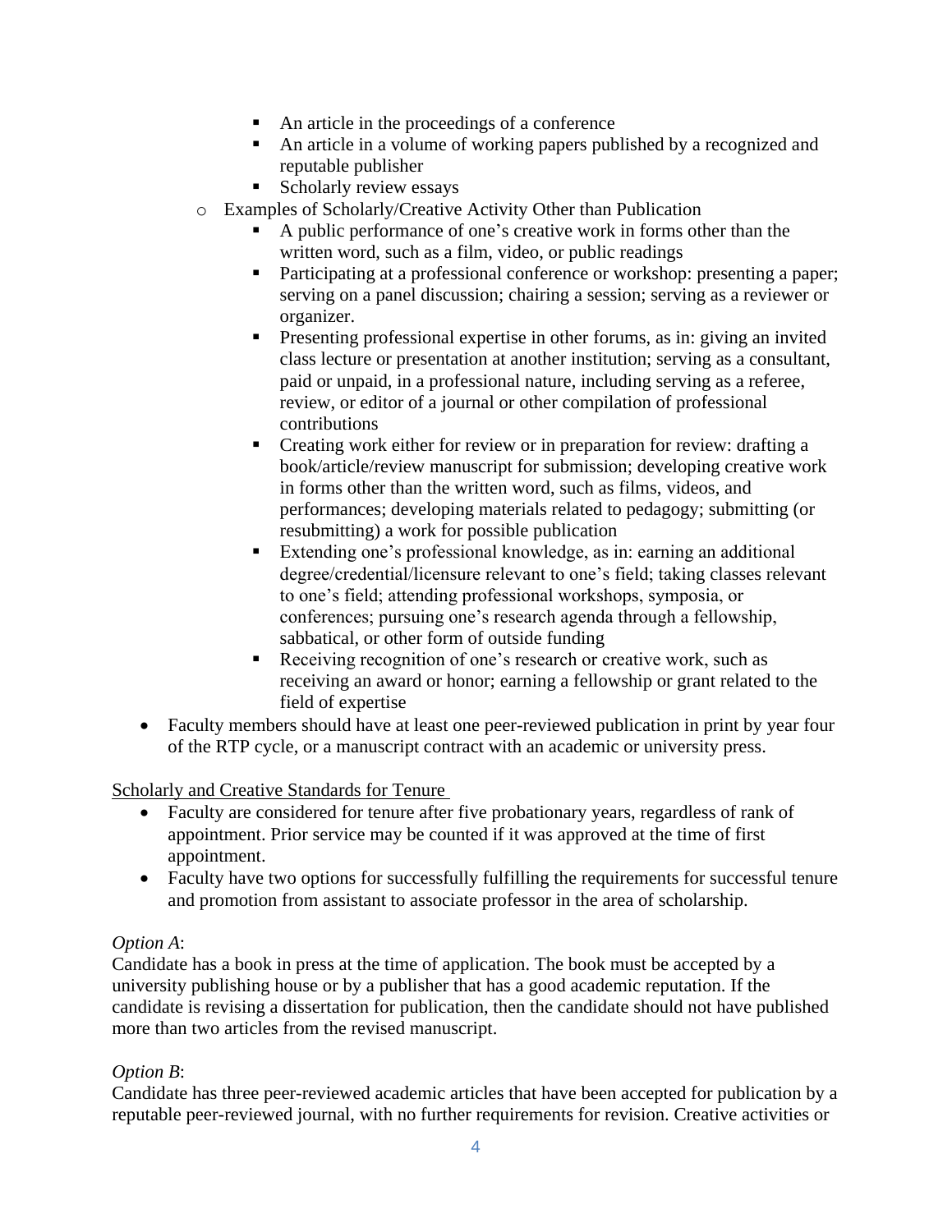- An article in the proceedings of a conference
        - An article in a volume of working papers published by a recognized and reputable publisher
        - Scholarly review essays
    - Examples of Scholarly/Creative Activity Other than Publication
        - A public performance of one's creative work in forms other than the written word, such as a film, video, or public readings
        - Participating at a professional conference or workshop: presenting a paper; serving on a panel discussion; chairing a session; serving as a reviewer or organizer.
        - Presenting professional expertise in other forums, as in: giving an invited class lecture or presentation at another institution; serving as a consultant, paid or unpaid, in a professional nature, including serving as a referee, review, or editor of a journal or other compilation of professional contributions
        - Creating work either for review or in preparation for review: drafting a book/article/review manuscript for submission; developing creative work in forms other than the written word, such as films, videos, and performances; developing materials related to pedagogy; submitting (or resubmitting) a work for possible publication
        - Extending one's professional knowledge, as in: earning an additional degree/credential/licensure relevant to one's field; taking classes relevant to one's field; attending professional workshops, symposia, or conferences; pursuing one's research agenda through a fellowship, sabbatical, or other form of outside funding
        - Receiving recognition of one's research or creative work, such as receiving an award or honor; earning a fellowship or grant related to the field of expertise
- Faculty members should have at least one peer-reviewed publication in print by year four of the RTP cycle, or a manuscript contract with an academic or university press.

Scholarly and Creative Standards for Tenure

- Faculty are considered for tenure after five probationary years, regardless of rank of appointment. Prior service may be counted if it was approved at the time of first appointment.
- Faculty have two options for successfully fulfilling the requirements for successful tenure and promotion from assistant to associate professor in the area of scholarship.

*Option A*:
Candidate has a book in press at the time of application. The book must be accepted by a university publishing house or by a publisher that has a good academic reputation. If the candidate is revising a dissertation for publication, then the candidate should not have published more than two articles from the revised manuscript.

*Option B*:
Candidate has three peer-reviewed academic articles that have been accepted for publication by a reputable peer-reviewed journal, with no further requirements for revision. Creative activities or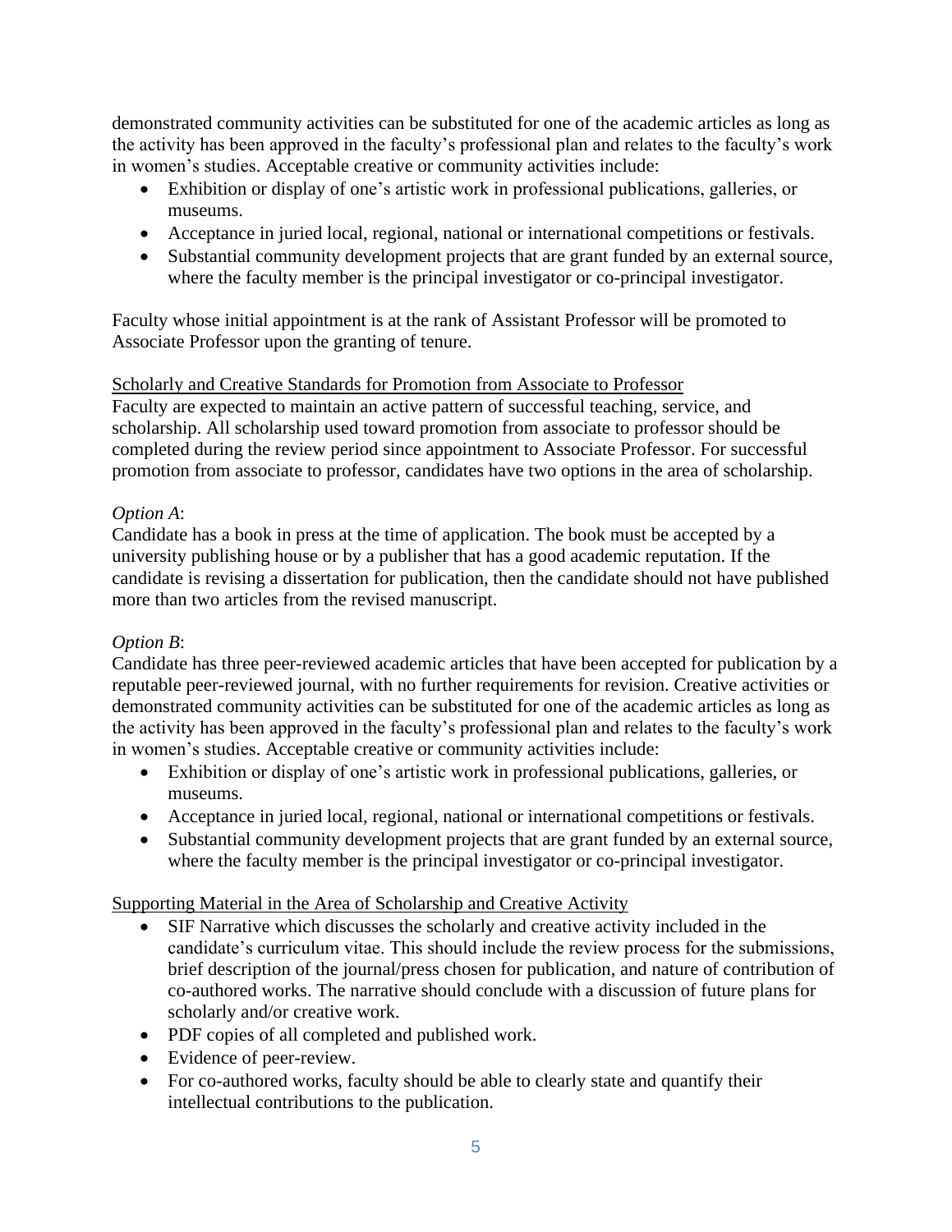demonstrated community activities can be substituted for one of the academic articles as long as the activity has been approved in the faculty's professional plan and relates to the faculty's work in women's studies. Acceptable creative or community activities include:

- Exhibition or display of one's artistic work in professional publications, galleries, or museums.
- Acceptance in juried local, regional, national or international competitions or festivals.
- Substantial community development projects that are grant funded by an external source, where the faculty member is the principal investigator or co-principal investigator.

Faculty whose initial appointment is at the rank of Assistant Professor will be promoted to Associate Professor upon the granting of tenure.

<u>Scholarly and Creative Standards for Promotion from Associate to Professor</u>

Faculty are expected to maintain an active pattern of successful teaching, service, and scholarship. All scholarship used toward promotion from associate to professor should be completed during the review period since appointment to Associate Professor. For successful promotion from associate to professor, candidates have two options in the area of scholarship.

*Option A*:

Candidate has a book in press at the time of application. The book must be accepted by a university publishing house or by a publisher that has a good academic reputation. If the candidate is revising a dissertation for publication, then the candidate should not have published more than two articles from the revised manuscript.

*Option B*:

Candidate has three peer-reviewed academic articles that have been accepted for publication by a reputable peer-reviewed journal, with no further requirements for revision. Creative activities or demonstrated community activities can be substituted for one of the academic articles as long as the activity has been approved in the faculty's professional plan and relates to the faculty's work in women's studies. Acceptable creative or community activities include:

- Exhibition or display of one's artistic work in professional publications, galleries, or museums.
- Acceptance in juried local, regional, national or international competitions or festivals.
- Substantial community development projects that are grant funded by an external source, where the faculty member is the principal investigator or co-principal investigator.

<u>Supporting Material in the Area of Scholarship and Creative Activity</u>

- SIF Narrative which discusses the scholarly and creative activity included in the candidate's curriculum vitae. This should include the review process for the submissions, brief description of the journal/press chosen for publication, and nature of contribution of co-authored works. The narrative should conclude with a discussion of future plans for scholarly and/or creative work.
- PDF copies of all completed and published work.
- Evidence of peer-review.
- For co-authored works, faculty should be able to clearly state and quantify their intellectual contributions to the publication.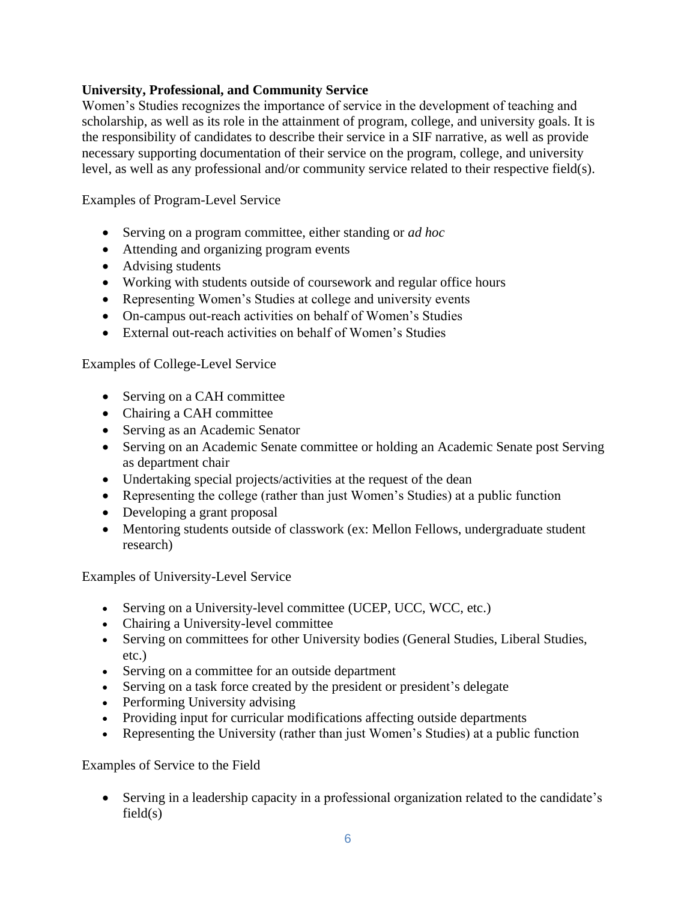**University, Professional, and Community Service**

Women's Studies recognizes the importance of service in the development of teaching and scholarship, as well as its role in the attainment of program, college, and university goals. It is the responsibility of candidates to describe their service in a SIF narrative, as well as provide necessary supporting documentation of their service on the program, college, and university level, as well as any professional and/or community service related to their respective field(s).

Examples of Program-Level Service

- Serving on a program committee, either standing or *ad hoc*
- Attending and organizing program events
- Advising students
- Working with students outside of coursework and regular office hours
- Representing Women's Studies at college and university events
- On-campus out-reach activities on behalf of Women's Studies
- External out-reach activities on behalf of Women's Studies

Examples of College-Level Service

- Serving on a CAH committee
- Chairing a CAH committee
- Serving as an Academic Senator
- Serving on an Academic Senate committee or holding an Academic Senate post Serving as department chair
- Undertaking special projects/activities at the request of the dean
- Representing the college (rather than just Women's Studies) at a public function
- Developing a grant proposal
- Mentoring students outside of classwork (ex: Mellon Fellows, undergraduate student research)

Examples of University-Level Service

- Serving on a University-level committee (UCEP, UCC, WCC, etc.)
- Chairing a University-level committee
- Serving on committees for other University bodies (General Studies, Liberal Studies, etc.)
- Serving on a committee for an outside department
- Serving on a task force created by the president or president's delegate
- Performing University advising
- Providing input for curricular modifications affecting outside departments
- Representing the University (rather than just Women's Studies) at a public function

Examples of Service to the Field

- Serving in a leadership capacity in a professional organization related to the candidate's field(s)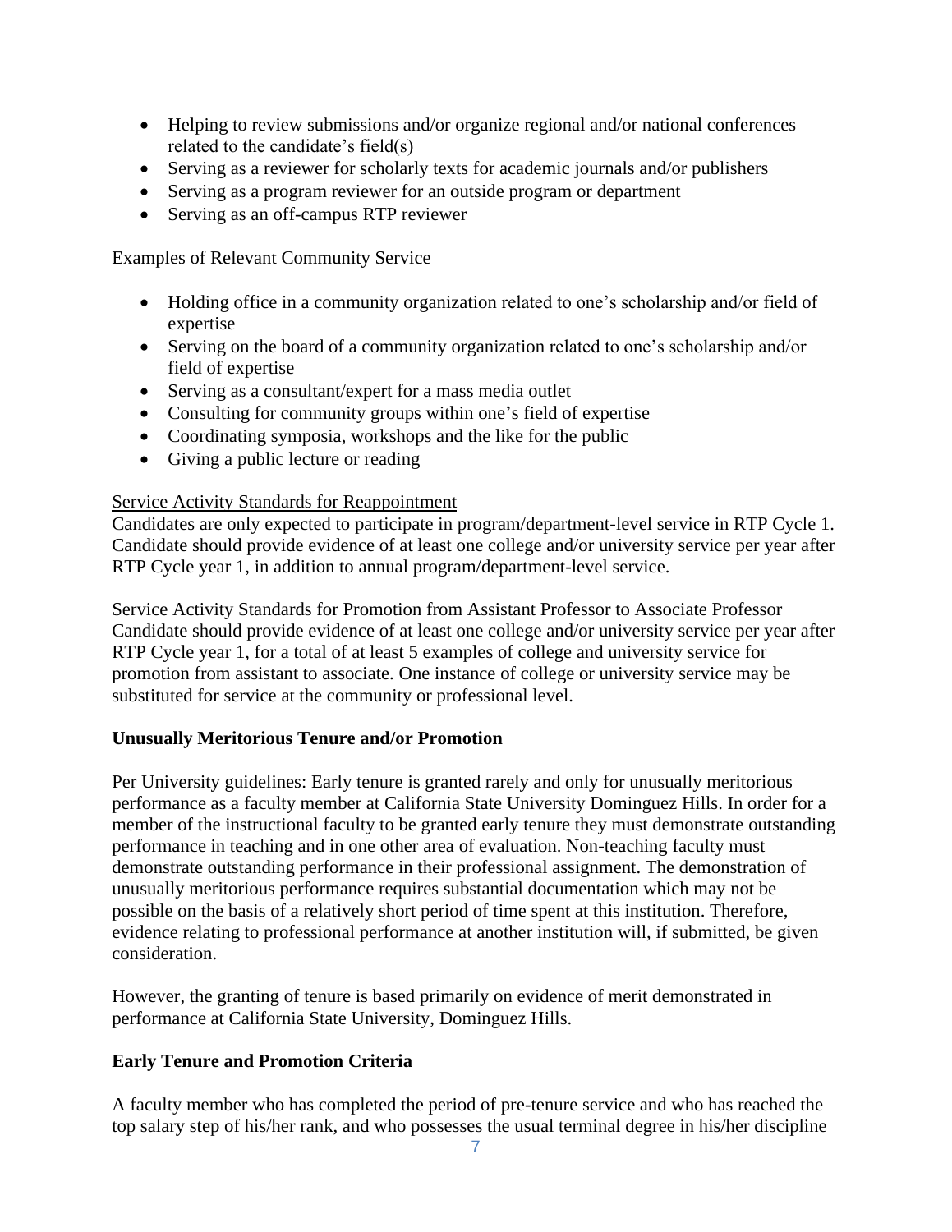- Helping to review submissions and/or organize regional and/or national conferences related to the candidate's field(s)
- Serving as a reviewer for scholarly texts for academic journals and/or publishers
- Serving as a program reviewer for an outside program or department
- Serving as an off-campus RTP reviewer

Examples of Relevant Community Service

- Holding office in a community organization related to one's scholarship and/or field of expertise
- Serving on the board of a community organization related to one's scholarship and/or field of expertise
- Serving as a consultant/expert for a mass media outlet
- Consulting for community groups within one's field of expertise
- Coordinating symposia, workshops and the like for the public
- Giving a public lecture or reading

<u>Service Activity Standards for Reappointment</u>
Candidates are only expected to participate in program/department-level service in RTP Cycle 1. Candidate should provide evidence of at least one college and/or university service per year after RTP Cycle year 1, in addition to annual program/department-level service.

<u>Service Activity Standards for Promotion from Assistant Professor to Associate Professor</u>
Candidate should provide evidence of at least one college and/or university service per year after RTP Cycle year 1, for a total of at least 5 examples of college and university service for promotion from assistant to associate. One instance of college or university service may be substituted for service at the community or professional level.

**Unusually Meritorious Tenure and/or Promotion**

Per University guidelines: Early tenure is granted rarely and only for unusually meritorious performance as a faculty member at California State University Dominguez Hills. In order for a member of the instructional faculty to be granted early tenure they must demonstrate outstanding performance in teaching and in one other area of evaluation. Non-teaching faculty must demonstrate outstanding performance in their professional assignment. The demonstration of unusually meritorious performance requires substantial documentation which may not be possible on the basis of a relatively short period of time spent at this institution. Therefore, evidence relating to professional performance at another institution will, if submitted, be given consideration.

However, the granting of tenure is based primarily on evidence of merit demonstrated in performance at California State University, Dominguez Hills.

**Early Tenure and Promotion Criteria**

A faculty member who has completed the period of pre-tenure service and who has reached the top salary step of his/her rank, and who possesses the usual terminal degree in his/her discipline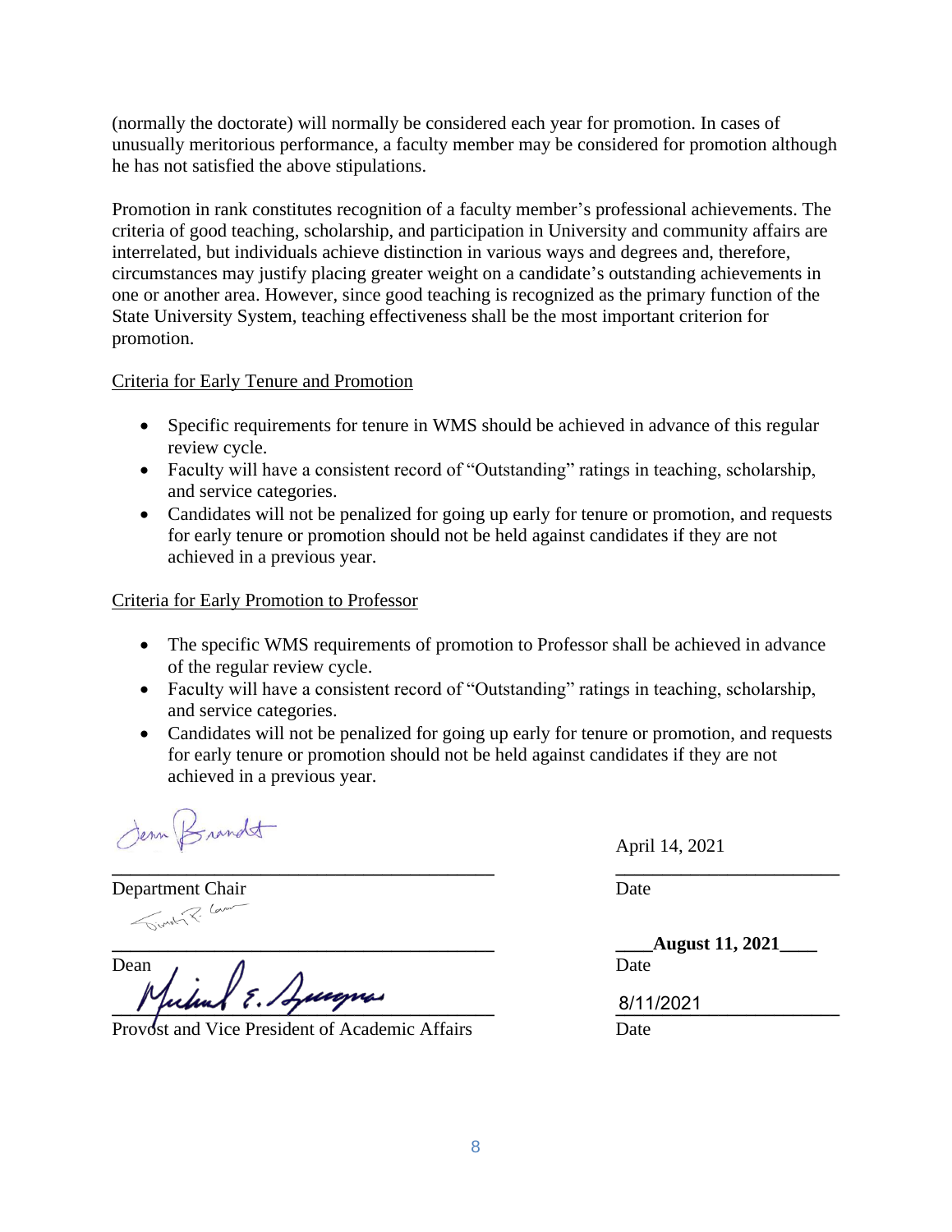(normally the doctorate) will normally be considered each year for promotion. In cases of unusually meritorious performance, a faculty member may be considered for promotion although he has not satisfied the above stipulations.

Promotion in rank constitutes recognition of a faculty member's professional achievements. The criteria of good teaching, scholarship, and participation in University and community affairs are interrelated, but individuals achieve distinction in various ways and degrees and, therefore, circumstances may justify placing greater weight on a candidate's outstanding achievements in one or another area. However, since good teaching is recognized as the primary function of the State University System, teaching effectiveness shall be the most important criterion for promotion.

Criteria for Early Tenure and Promotion

- Specific requirements for tenure in WMS should be achieved in advance of this regular review cycle.
- Faculty will have a consistent record of "Outstanding" ratings in teaching, scholarship, and service categories.
- Candidates will not be penalized for going up early for tenure or promotion, and requests for early tenure or promotion should not be held against candidates if they are not achieved in a previous year.

Criteria for Early Promotion to Professor

- The specific WMS requirements of promotion to Professor shall be achieved in advance of the regular review cycle.
- Faculty will have a consistent record of "Outstanding" ratings in teaching, scholarship, and service categories.
- Candidates will not be penalized for going up early for tenure or promotion, and requests for early tenure or promotion should not be held against candidates if they are not achieved in a previous year.

| | |
|---|---|
| Department Chair | April 14, 2021<br>Date |
| Dean | **August 11, 2021**<br>Date |
| Provost and Vice President of Academic Affairs | 8/11/2021<br>Date |